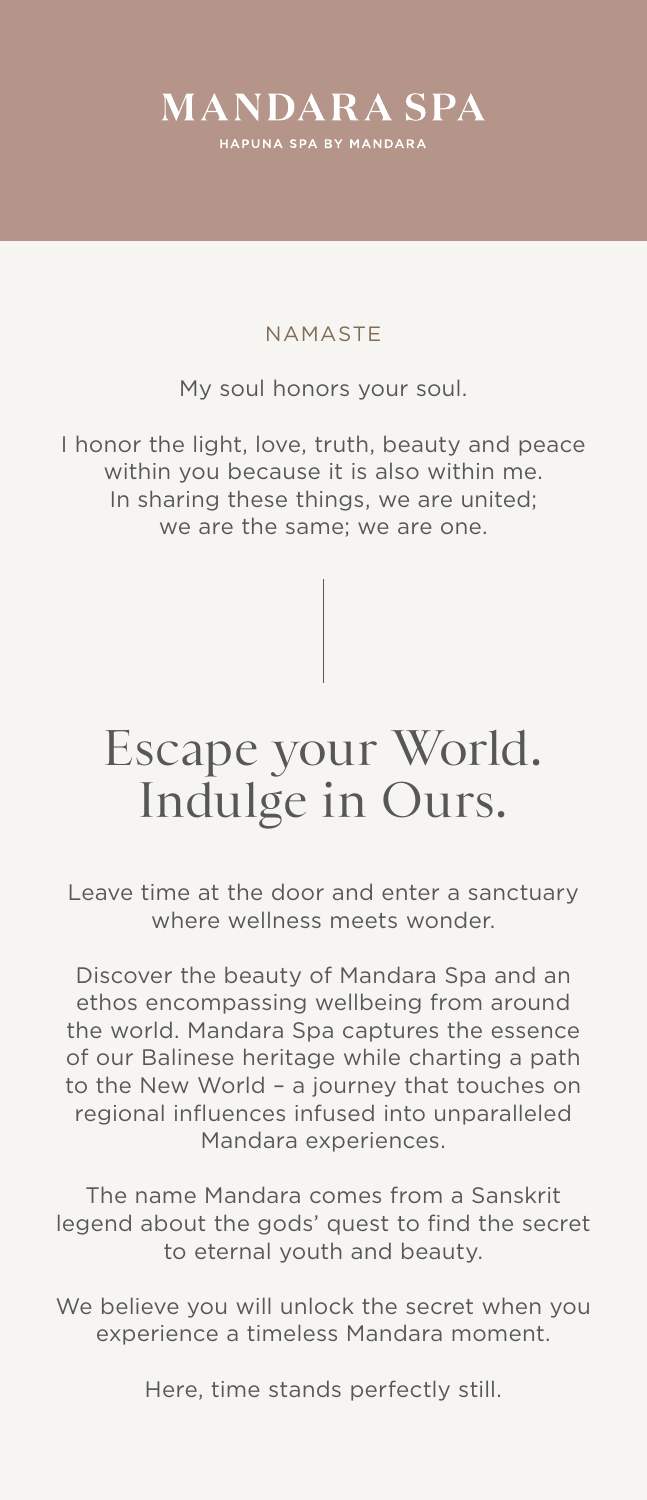# MANDARA SPA

HAPUNA SPA BY MANDARA

NAMASTE

My soul honors your soul.

I honor the light, love, truth, beauty and peace within you because it is also within me. In sharing these things, we are united; we are the same; we are one.

## Escape your World. Indulge in Ours.

Leave time at the door and enter a sanctuary where wellness meets wonder.

Discover the beauty of Mandara Spa and an ethos encompassing wellbeing from around the world. Mandara Spa captures the essence of our Balinese heritage while charting a path to the New World – a journey that touches on regional influences infused into unparalleled Mandara experiences.

The name Mandara comes from a Sanskrit legend about the gods' quest to find the secret to eternal youth and beauty.

We believe you will unlock the secret when you experience a timeless Mandara moment.

Here, time stands perfectly still.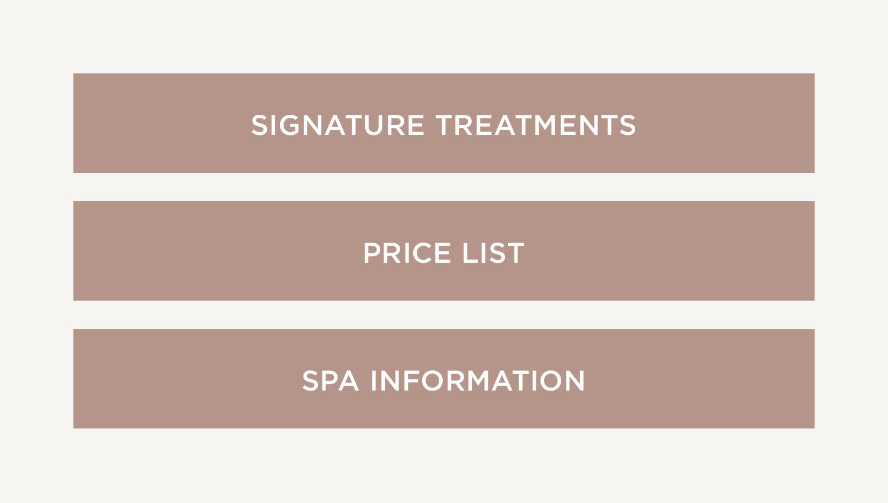SIGNATURE TREATMENTS

PRICE LIST

SPA INFORMATION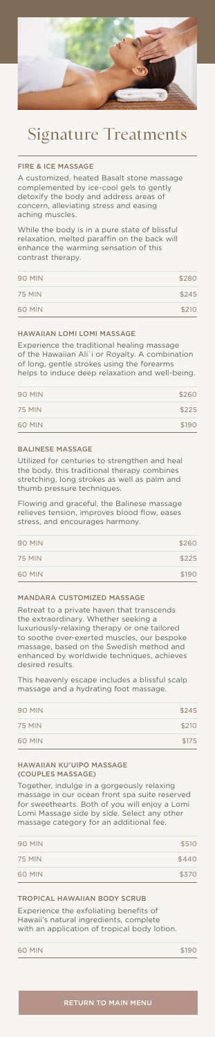# Signature Treatments

### FIRE & ICE MASSAGE

A customized, heated Basalt stone massage complemented by ice-cool gels to gently detoxify the body and address areas of concern, alleviating stress and easing aching muscles.

While the body is in a pure state of blissful relaxation, melted paraffin on the back will enhance the warming sensation of this contrast therapy.

| | |
|---|---|
| 90 MIN | $280 |
| 75 MIN | $245 |
| 60 MIN | $210 |

### HAWAIIAN LOMI LOMI MASSAGE

Experience the traditional healing massage of the Hawaiian Ali`i or Royalty. A combination of long, gentle strokes using the forearms helps to induce deep relaxation and well-being.

| | |
|---|---|
| 90 MIN | $260 |
| 75 MIN | $225 |
| 60 MIN | $190 |

### BALINESE MASSAGE

Utilized for centuries to strengthen and heal the body, this traditional therapy combines stretching, long strokes as well as palm and thumb pressure techniques.

Flowing and graceful, the Balinese massage relieves tension, improves blood flow, eases stress, and encourages harmony.

| | |
|---|---|
| 90 MIN | $260 |
| 75 MIN | $225 |
| 60 MIN | $190 |

### MANDARA CUSTOMIZED MASSAGE

Retreat to a private haven that transcends the extraordinary. Whether seeking a luxuriously-relaxing therapy or one tailored to soothe over-exerted muscles, our bespoke massage, based on the Swedish method and enhanced by worldwide techniques, achieves desired results.

This heavenly escape includes a blissful scalp massage and a hydrating foot massage.

| | |
|---|---|
| 90 MIN | $245 |
| 75 MIN | $210 |
| 60 MIN | $175 |

### HAWAIIAN KU'UIPO MASSAGE (COUPLES MASSAGE)

Together, indulge in a gorgeously relaxing massage in our ocean front spa suite reserved for sweethearts. Both of you will enjoy a Lomi Lomi Massage side by side. Select any other massage category for an additional fee.

| | |
|---|---|
| 90 MIN | $510 |
| 75 MIN | $440 |
| 60 MIN | $370 |

### TROPICAL HAWAIIAN BODY SCRUB

Experience the exfoliating benefits of Hawaii's natural ingredients, complete with an application of tropical body lotion.

| | |
|---|---|
| 60 MIN | $190 |

RETURN TO MAIN MENU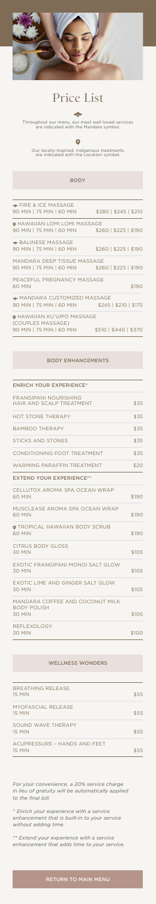# Price List

Throughout our menu, our most well-loved services are indicated with the Mandara symbol.

Our locally-inspired, indigenous treatments are indicated with the Location symbol.

## BODY

| | |
|---|---|
| FIRE & ICE MASSAGE<br>90 MIN \| 75 MIN \| 60 MIN | $280 \| $245 \| $210 |
| HAWAIIAN LOMI LOMI MASSAGE<br>90 MIN \| 75 MIN \| 60 MIN | $260 \| $225 \| $190 |
| BALINESE MASSAGE<br>90 MIN \| 75 MIN \| 60 MIN | $260 \| $225 \| $190 |
| MANDARA DEEP TISSUE MASSAGE<br>90 MIN \| 75 MIN \| 60 MIN | $260 \| $225 \| $190 |
| PEACEFUL PREGNANCY MASSAGE<br>60 MIN | $190 |
| MANDARA CUSTOMIZED MASSAGE<br>90 MIN \| 75 MIN \| 60 MIN | $245 \| $210 \| $175 |
| HAWAIIAN KU'UIPO MASSAGE (COUPLES MASSAGE)<br>90 MIN \| 75 MIN \| 60 MIN | $510 \| $440 \| $370 |

## BODY ENHANCEMENTS

### ENRICH YOUR EXPERIENCE*

| | |
|---|---|
| FRANGIPANI NOURISHING HAIR AND SCALP TREATMENT | $35 |
| HOT STONE THERAPY | $35 |
| BAMBOO THERAPY | $35 |
| STICKS AND STONES | $35 |
| CONDITIONING FOOT TREATMENT | $35 |
| WARMING PARAFFIN TREATMENT | $20 |

### EXTEND YOUR EXPERIENCE**

| | |
|---|---|
| CELLUTOX AROMA SPA OCEAN WRAP<br>60 MIN | $190 |
| MUSCLEASE AROMA SPA OCEAN WRAP<br>60 MIN | $190 |
| TROPICAL HAWAIIAN BODY SCRUB<br>60 MIN | $190 |
| CITRUS BODY GLOSS<br>30 MIN | $105 |
| EXOTIC FRANGIPANI MONOI SALT GLOW<br>30 MIN | $105 |
| EXOTIC LIME AND GINGER SALT GLOW<br>30 MIN | $105 |
| MANDARA COFFEE AND COCONUT MILK BODY POLISH<br>30 MIN | $105 |
| REFLEXOLOGY<br>30 MIN | $100 |

## WELLNESS WONDERS

| | |
|---|---|
| BREATHING RELEASE<br>15 MIN | $55 |
| MYOFASCIAL RELEASE<br>15 MIN | $55 |
| SOUND WAVE THERAPY<br>15 MIN | $55 |
| ACUPRESSURE – HANDS AND FEET<br>15 MIN | $55 |

*For your convenience, a 20% service charge in lieu of gratuity will be automatically applied to the final bill.*

*\* Enrich your experience with a service enhancement that is built-in to your service without adding time.*

*\*\* Extend your experience with a service enhancement that adds time to your service.*

RETURN TO MAIN MENU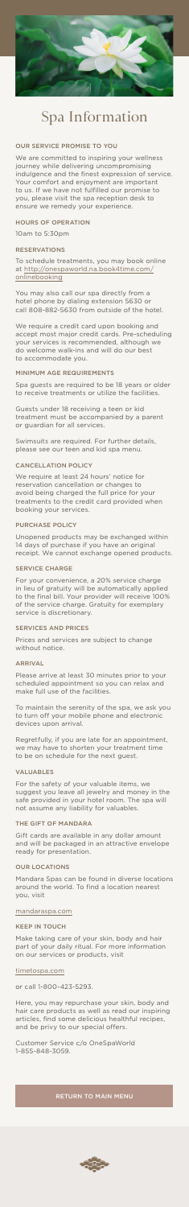# Spa Information

## OUR SERVICE PROMISE TO YOU

We are committed to inspiring your wellness journey while delivering uncompromising indulgence and the finest expression of service. Your comfort and enjoyment are important to us. If we have not fulfilled our promise to you, please visit the spa reception desk to ensure we remedy your experience.

## HOURS OF OPERATION

10am to 5:30pm

## RESERVATIONS

To schedule treatments, you may book online at http://onespaworld.na.book4time.com/onlinebooking

You may also call our spa directly from a hotel phone by dialing extension 5630 or call 808-882-5630 from outside of the hotel.

We require a credit card upon booking and accept most major credit cards. Pre-scheduling your services is recommended, although we do welcome walk-ins and will do our best to accommodate you.

## MINIMUM AGE REQUIREMENTS

Spa guests are required to be 18 years or older to receive treatments or utilize the facilities.

Guests under 18 receiving a teen or kid treatment must be accompanied by a parent or guardian for all services.

Swimsuits are required. For further details, please see our teen and kid spa menu.

## CANCELLATION POLICY

We require at least 24 hours' notice for reservation cancellation or changes to avoid being charged the full price for your treatments to the credit card provided when booking your services.

## PURCHASE POLICY

Unopened products may be exchanged within 14 days of purchase if you have an original receipt. We cannot exchange opened products.

## SERVICE CHARGE

For your convenience, a 20% service charge in lieu of gratuity will be automatically applied to the final bill. Your provider will receive 100% of the service charge. Gratuity for exemplary service is discretionary.

## SERVICES AND PRICES

Prices and services are subject to change without notice.

## ARRIVAL

Please arrive at least 30 minutes prior to your scheduled appointment so you can relax and make full use of the facilities.

To maintain the serenity of the spa, we ask you to turn off your mobile phone and electronic devices upon arrival.

Regretfully, if you are late for an appointment, we may have to shorten your treatment time to be on schedule for the next guest.

## VALUABLES

For the safety of your valuable items, we suggest you leave all jewelry and money in the safe provided in your hotel room. The spa will not assume any liability for valuables.

## THE GIFT OF MANDARA

Gift cards are available in any dollar amount and will be packaged in an attractive envelope ready for presentation.

## OUR LOCATIONS

Mandara Spas can be found in diverse locations around the world. To find a location nearest you, visit

mandaraspa.com

## KEEP IN TOUCH

Make taking care of your skin, body and hair part of your daily ritual. For more information on our services or products, visit

timetospa.com

or call 1-800-423-5293.

Here, you may repurchase your skin, body and hair care products as well as read our inspiring articles, find some delicious healthful recipes, and be privy to our special offers.

Customer Service c/o OneSpaWorld
1-855-848-3059.

RETURN TO MAIN MENU